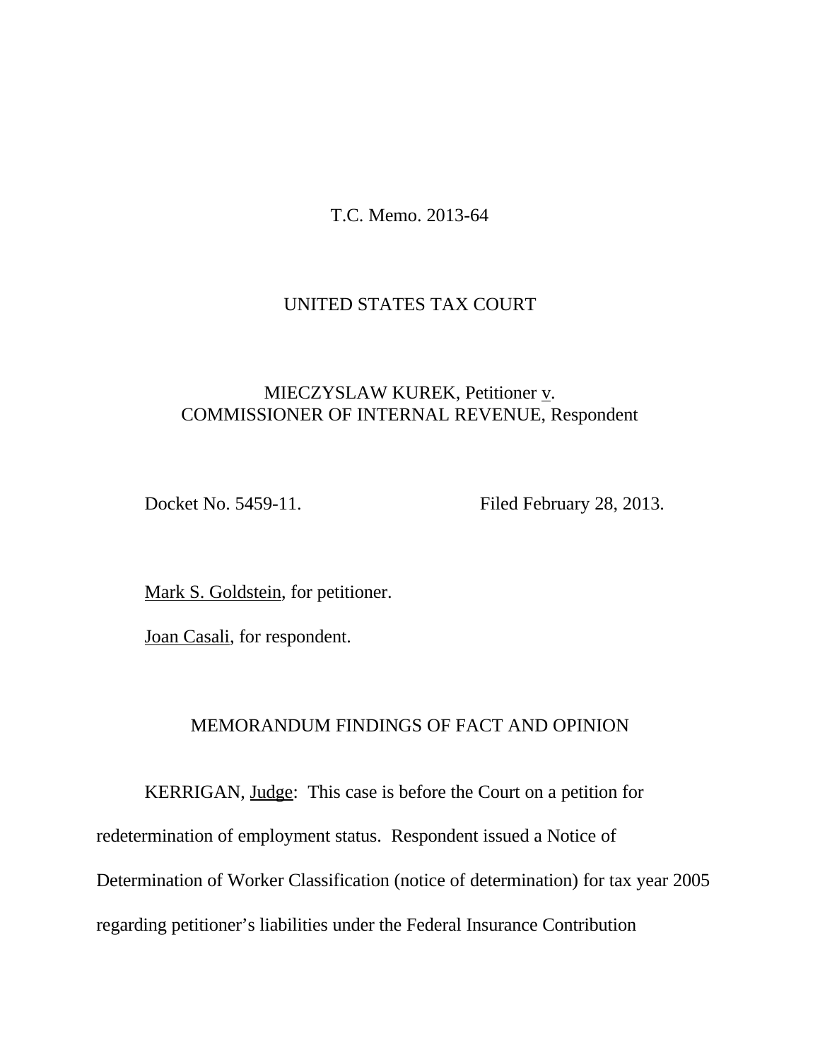T.C. Memo. 2013-64

UNITED STATES TAX COURT

MIECZYSLAW KUREK, Petitioner v.
COMMISSIONER OF INTERNAL REVENUE, Respondent

Docket No. 5459-11. Filed February 28, 2013.

Mark S. Goldstein, for petitioner.

Joan Casali, for respondent.

MEMORANDUM FINDINGS OF FACT AND OPINION

KERRIGAN, Judge: This case is before the Court on a petition for redetermination of employment status. Respondent issued a Notice of Determination of Worker Classification (notice of determination) for tax year 2005 regarding petitioner's liabilities under the Federal Insurance Contribution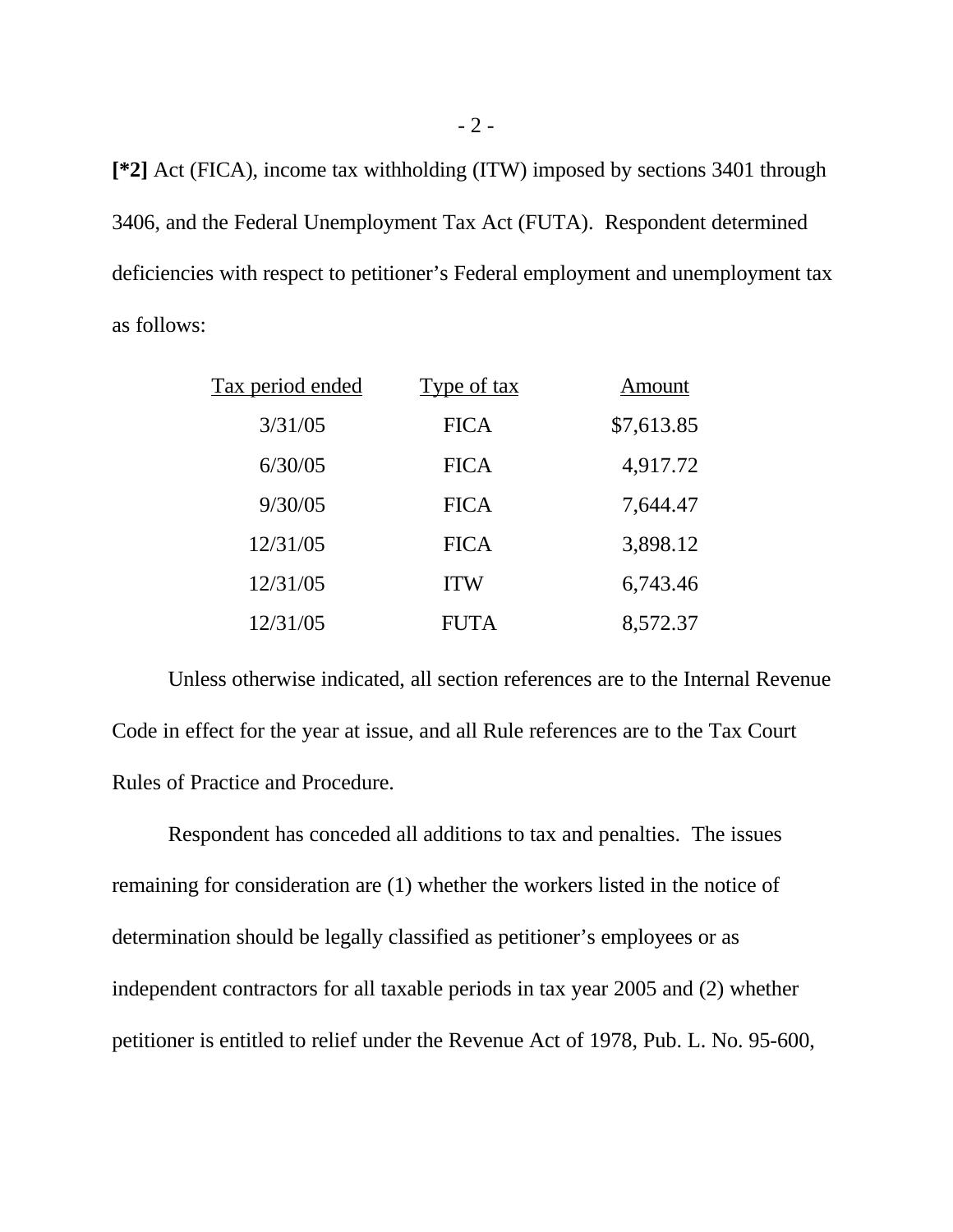**[*2]** Act (FICA), income tax withholding (ITW) imposed by sections 3401 through 3406, and the Federal Unemployment Tax Act (FUTA). Respondent determined deficiencies with respect to petitioner's Federal employment and unemployment tax as follows:

| Tax period ended | Type of tax | Amount |
|---|---|---|
| 3/31/05 | FICA | $7,613.85 |
| 6/30/05 | FICA | 4,917.72 |
| 9/30/05 | FICA | 7,644.47 |
| 12/31/05 | FICA | 3,898.12 |
| 12/31/05 | ITW | 6,743.46 |
| 12/31/05 | FUTA | 8,572.37 |

Unless otherwise indicated, all section references are to the Internal Revenue Code in effect for the year at issue, and all Rule references are to the Tax Court Rules of Practice and Procedure.

Respondent has conceded all additions to tax and penalties. The issues remaining for consideration are (1) whether the workers listed in the notice of determination should be legally classified as petitioner's employees or as independent contractors for all taxable periods in tax year 2005 and (2) whether petitioner is entitled to relief under the Revenue Act of 1978, Pub. L. No. 95-600,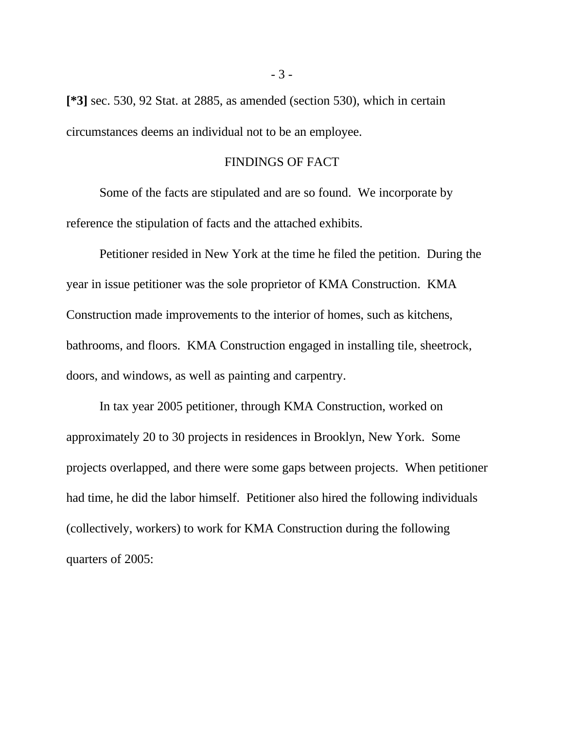**[*3]** sec. 530, 92 Stat. at 2885, as amended (section 530), which in certain circumstances deems an individual not to be an employee.

## FINDINGS OF FACT

Some of the facts are stipulated and are so found. We incorporate by reference the stipulation of facts and the attached exhibits.

Petitioner resided in New York at the time he filed the petition. During the year in issue petitioner was the sole proprietor of KMA Construction. KMA Construction made improvements to the interior of homes, such as kitchens, bathrooms, and floors. KMA Construction engaged in installing tile, sheetrock, doors, and windows, as well as painting and carpentry.

In tax year 2005 petitioner, through KMA Construction, worked on approximately 20 to 30 projects in residences in Brooklyn, New York. Some projects overlapped, and there were some gaps between projects. When petitioner had time, he did the labor himself. Petitioner also hired the following individuals (collectively, workers) to work for KMA Construction during the following quarters of 2005: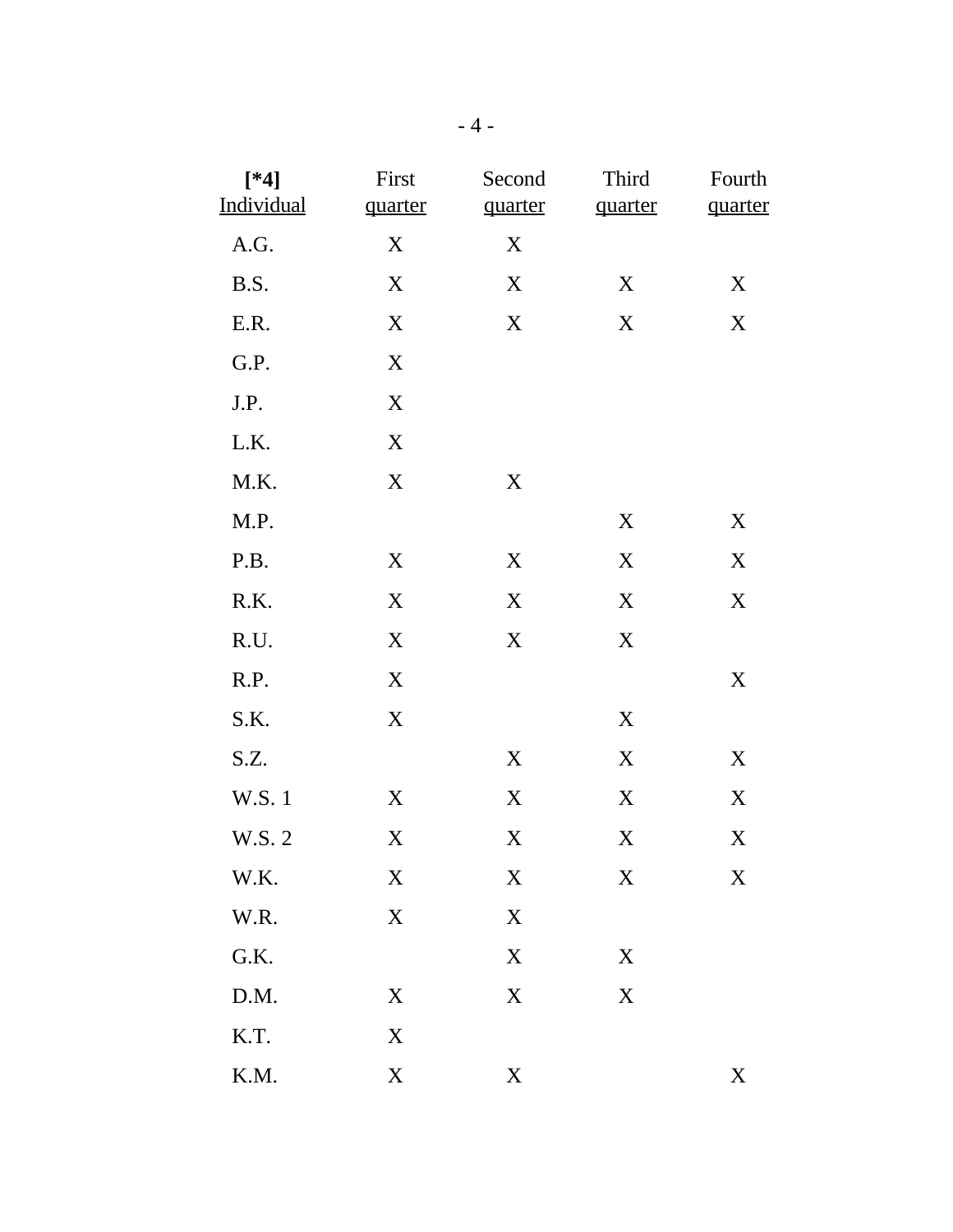| **[*4]** Individual | First quarter | Second quarter | Third quarter | Fourth quarter |
|---|---|---|---|---|
| A.G. | X | X | | |
| B.S. | X | X | X | X |
| E.R. | X | X | X | X |
| G.P. | X | | | |
| J.P. | X | | | |
| L.K. | X | | | |
| M.K. | X | X | | |
| M.P. | | | X | X |
| P.B. | X | X | X | X |
| R.K. | X | X | X | X |
| R.U. | X | X | X | |
| R.P. | X | | | X |
| S.K. | X | | X | |
| S.Z. | | X | X | X |
| W.S. 1 | X | X | X | X |
| W.S. 2 | X | X | X | X |
| W.K. | X | X | X | X |
| W.R. | X | X | | |
| G.K. | | X | X | |
| D.M. | X | X | X | |
| K.T. | X | | | |
| K.M. | X | X | | X |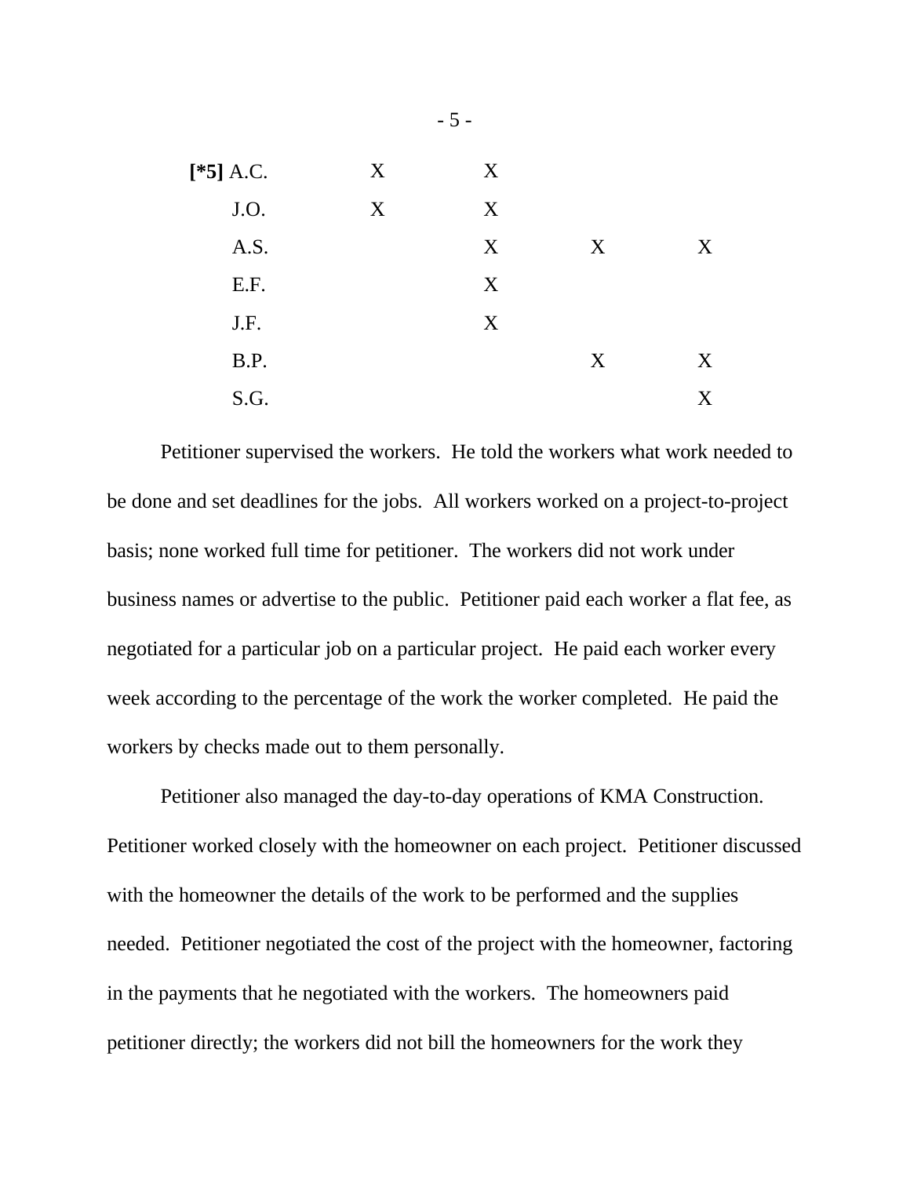| | | | | |
|---|---|---|---|---|
| [*5] A.C. | X | X | | |
| J.O. | X | X | | |
| A.S. | | X | X | X |
| E.F. | | X | | |
| J.F. | | X | | |
| B.P. | | | X | X |
| S.G. | | | | X |

Petitioner supervised the workers. He told the workers what work needed to be done and set deadlines for the jobs. All workers worked on a project-to-project basis; none worked full time for petitioner. The workers did not work under business names or advertise to the public. Petitioner paid each worker a flat fee, as negotiated for a particular job on a particular project. He paid each worker every week according to the percentage of the work the worker completed. He paid the workers by checks made out to them personally.

Petitioner also managed the day-to-day operations of KMA Construction. Petitioner worked closely with the homeowner on each project. Petitioner discussed with the homeowner the details of the work to be performed and the supplies needed. Petitioner negotiated the cost of the project with the homeowner, factoring in the payments that he negotiated with the workers. The homeowners paid petitioner directly; the workers did not bill the homeowners for the work they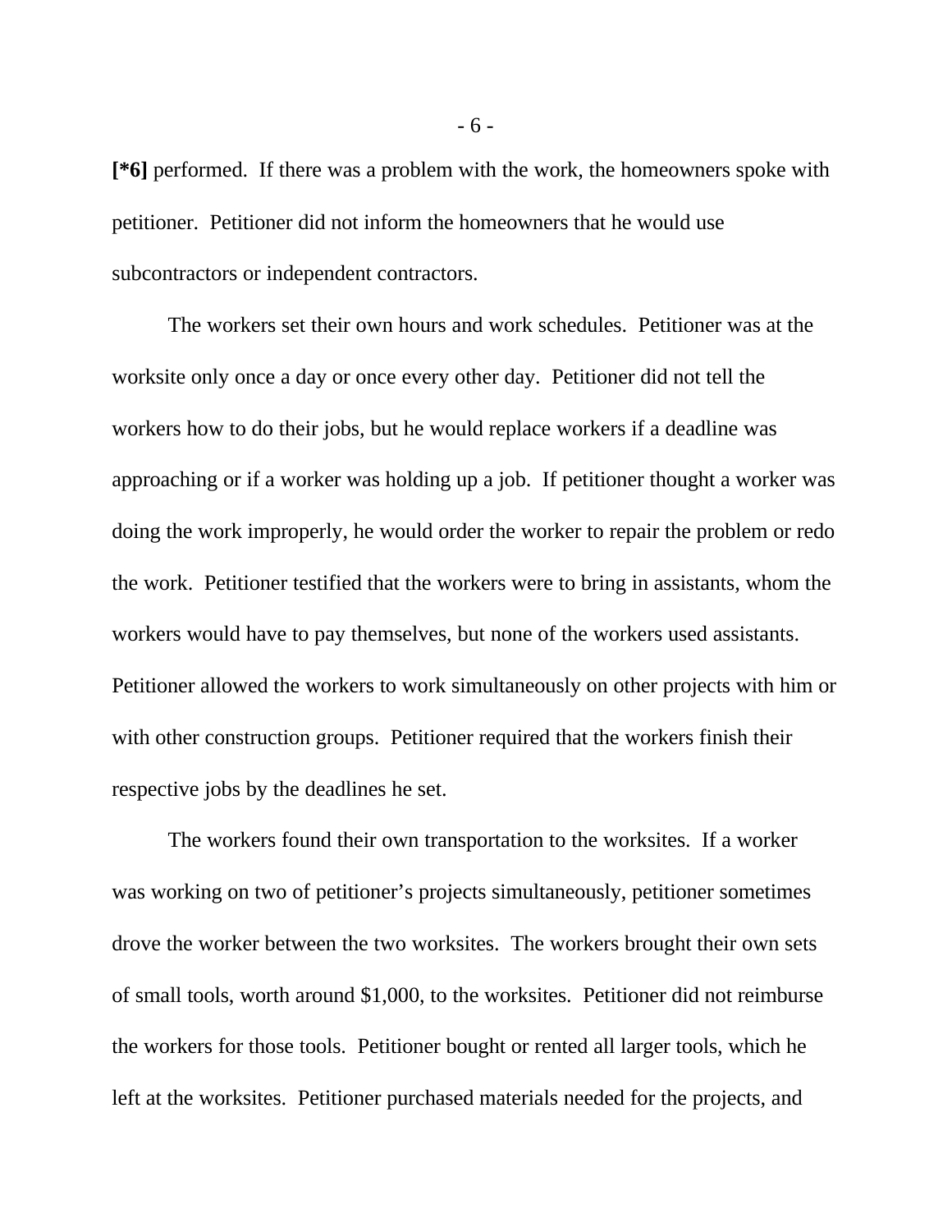**[*6]** performed. If there was a problem with the work, the homeowners spoke with petitioner. Petitioner did not inform the homeowners that he would use subcontractors or independent contractors.

The workers set their own hours and work schedules. Petitioner was at the worksite only once a day or once every other day. Petitioner did not tell the workers how to do their jobs, but he would replace workers if a deadline was approaching or if a worker was holding up a job. If petitioner thought a worker was doing the work improperly, he would order the worker to repair the problem or redo the work. Petitioner testified that the workers were to bring in assistants, whom the workers would have to pay themselves, but none of the workers used assistants. Petitioner allowed the workers to work simultaneously on other projects with him or with other construction groups. Petitioner required that the workers finish their respective jobs by the deadlines he set.

The workers found their own transportation to the worksites. If a worker was working on two of petitioner's projects simultaneously, petitioner sometimes drove the worker between the two worksites. The workers brought their own sets of small tools, worth around $1,000, to the worksites. Petitioner did not reimburse the workers for those tools. Petitioner bought or rented all larger tools, which he left at the worksites. Petitioner purchased materials needed for the projects, and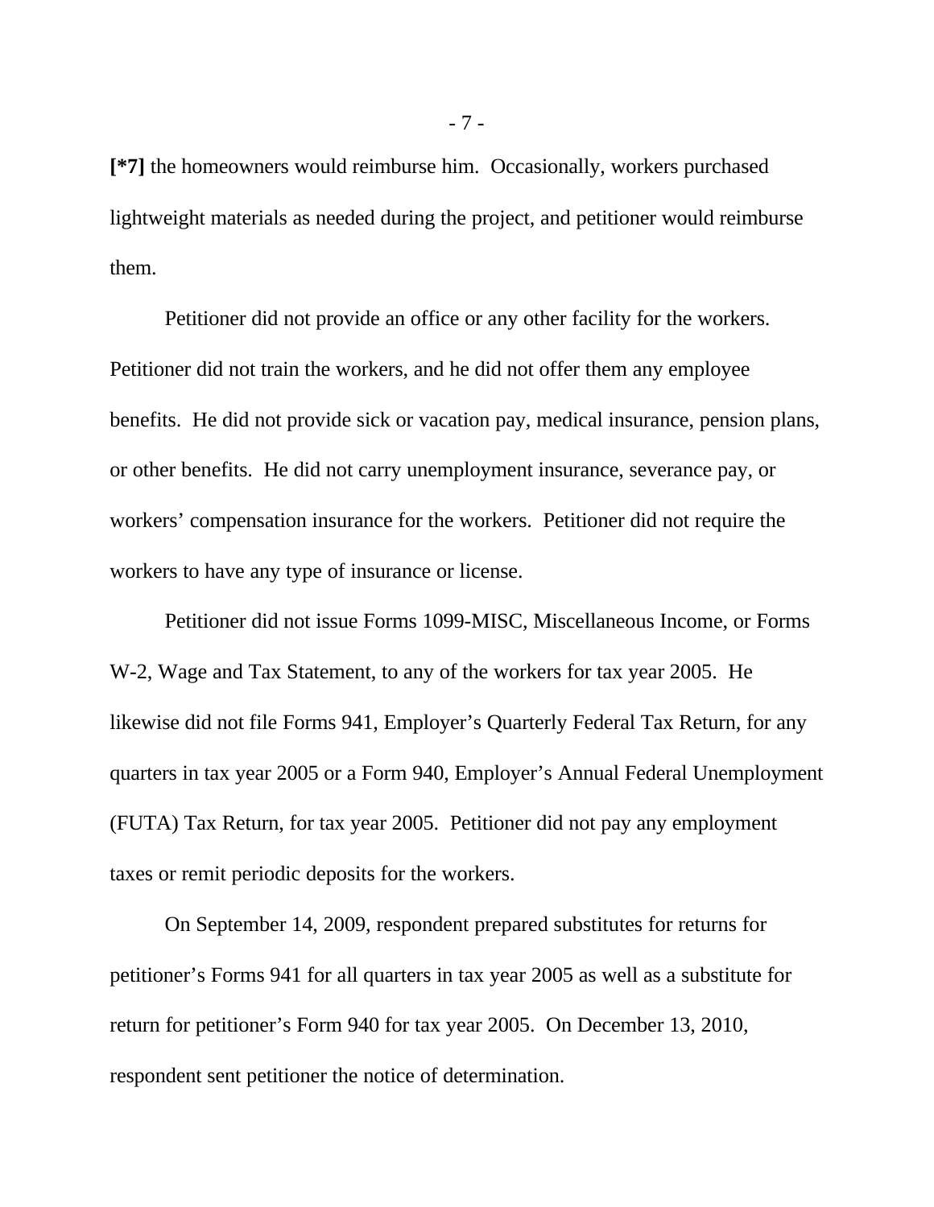**[*7]** the homeowners would reimburse him. Occasionally, workers purchased lightweight materials as needed during the project, and petitioner would reimburse them.

Petitioner did not provide an office or any other facility for the workers. Petitioner did not train the workers, and he did not offer them any employee benefits. He did not provide sick or vacation pay, medical insurance, pension plans, or other benefits. He did not carry unemployment insurance, severance pay, or workers' compensation insurance for the workers. Petitioner did not require the workers to have any type of insurance or license.

Petitioner did not issue Forms 1099-MISC, Miscellaneous Income, or Forms W-2, Wage and Tax Statement, to any of the workers for tax year 2005. He likewise did not file Forms 941, Employer's Quarterly Federal Tax Return, for any quarters in tax year 2005 or a Form 940, Employer's Annual Federal Unemployment (FUTA) Tax Return, for tax year 2005. Petitioner did not pay any employment taxes or remit periodic deposits for the workers.

On September 14, 2009, respondent prepared substitutes for returns for petitioner's Forms 941 for all quarters in tax year 2005 as well as a substitute for return for petitioner's Form 940 for tax year 2005. On December 13, 2010, respondent sent petitioner the notice of determination.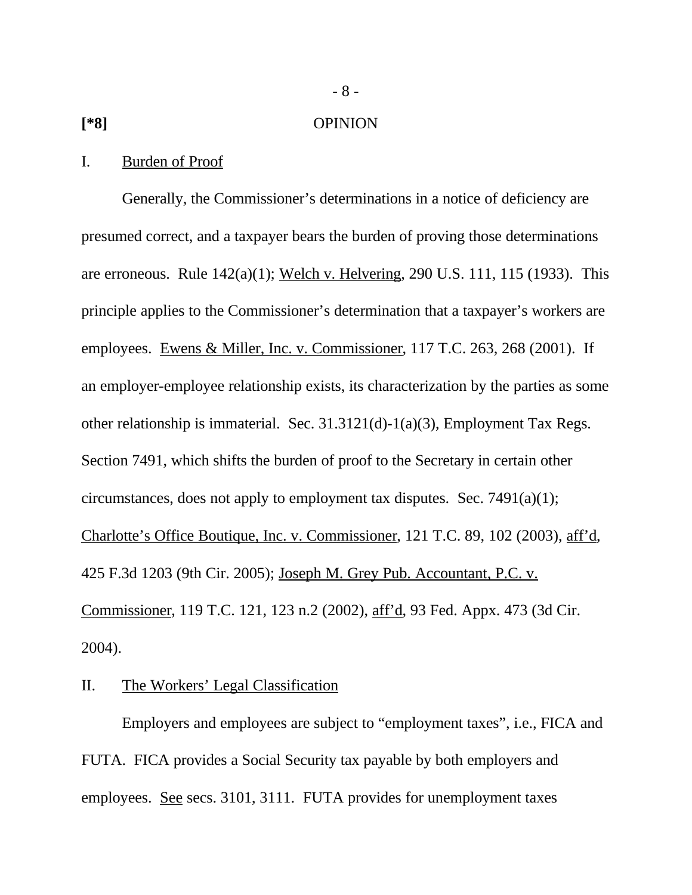[*8] OPINION

I. Burden of Proof

Generally, the Commissioner's determinations in a notice of deficiency are presumed correct, and a taxpayer bears the burden of proving those determinations are erroneous. Rule 142(a)(1); Welch v. Helvering, 290 U.S. 111, 115 (1933). This principle applies to the Commissioner's determination that a taxpayer's workers are employees. Ewens & Miller, Inc. v. Commissioner, 117 T.C. 263, 268 (2001). If an employer-employee relationship exists, its characterization by the parties as some other relationship is immaterial. Sec. 31.3121(d)-1(a)(3), Employment Tax Regs. Section 7491, which shifts the burden of proof to the Secretary in certain other circumstances, does not apply to employment tax disputes. Sec. 7491(a)(1); Charlotte's Office Boutique, Inc. v. Commissioner, 121 T.C. 89, 102 (2003), aff'd, 425 F.3d 1203 (9th Cir. 2005); Joseph M. Grey Pub. Accountant, P.C. v. Commissioner, 119 T.C. 121, 123 n.2 (2002), aff'd, 93 Fed. Appx. 473 (3d Cir. 2004).

II. The Workers' Legal Classification

Employers and employees are subject to "employment taxes", i.e., FICA and FUTA. FICA provides a Social Security tax payable by both employers and employees. See secs. 3101, 3111. FUTA provides for unemployment taxes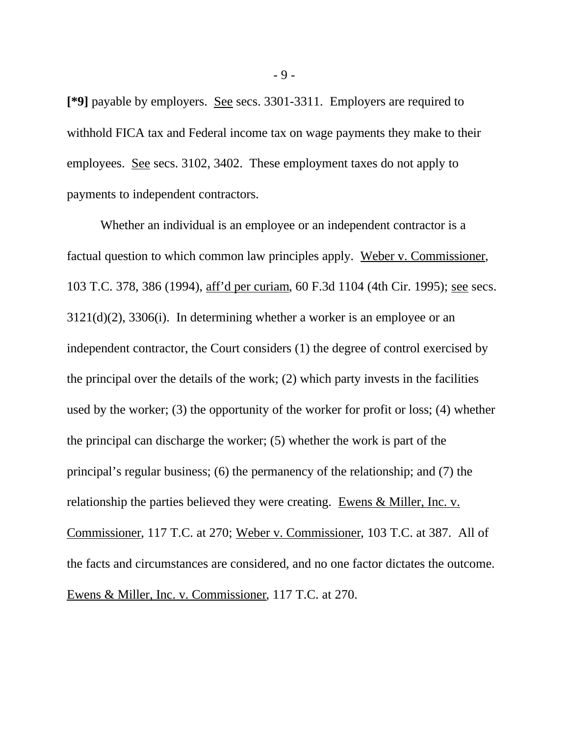**[*9]** payable by employers. See secs. 3301-3311. Employers are required to withhold FICA tax and Federal income tax on wage payments they make to their employees. See secs. 3102, 3402. These employment taxes do not apply to payments to independent contractors.

Whether an individual is an employee or an independent contractor is a factual question to which common law principles apply. Weber v. Commissioner, 103 T.C. 378, 386 (1994), aff'd per curiam, 60 F.3d 1104 (4th Cir. 1995); see secs. 3121(d)(2), 3306(i). In determining whether a worker is an employee or an independent contractor, the Court considers (1) the degree of control exercised by the principal over the details of the work; (2) which party invests in the facilities used by the worker; (3) the opportunity of the worker for profit or loss; (4) whether the principal can discharge the worker; (5) whether the work is part of the principal's regular business; (6) the permanency of the relationship; and (7) the relationship the parties believed they were creating. Ewens & Miller, Inc. v. Commissioner, 117 T.C. at 270; Weber v. Commissioner, 103 T.C. at 387. All of the facts and circumstances are considered, and no one factor dictates the outcome. Ewens & Miller, Inc. v. Commissioner, 117 T.C. at 270.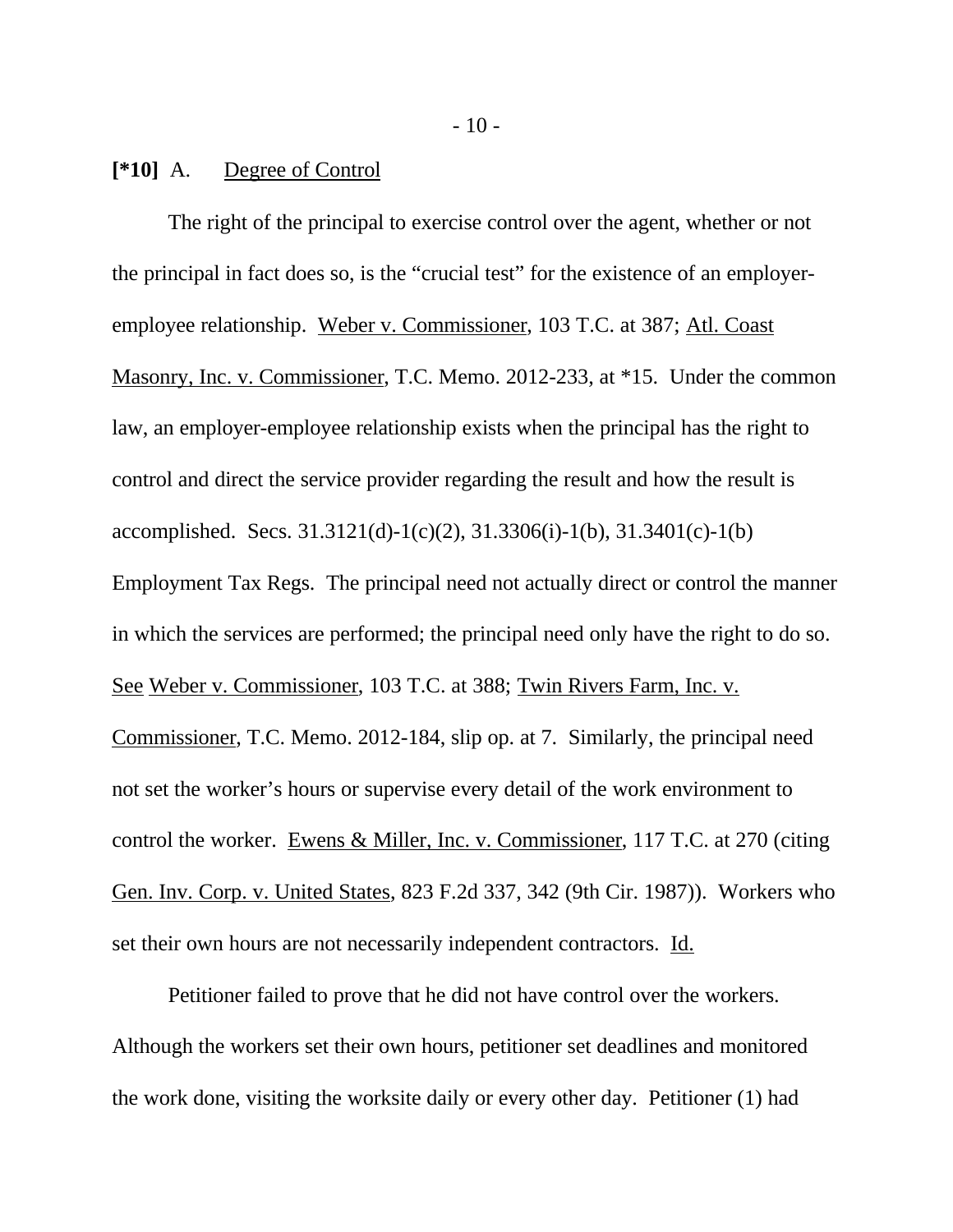**[*10]** A. Degree of Control

The right of the principal to exercise control over the agent, whether or not the principal in fact does so, is the "crucial test" for the existence of an employer-employee relationship. Weber v. Commissioner, 103 T.C. at 387; Atl. Coast Masonry, Inc. v. Commissioner, T.C. Memo. 2012-233, at *15. Under the common law, an employer-employee relationship exists when the principal has the right to control and direct the service provider regarding the result and how the result is accomplished. Secs. 31.3121(d)-1(c)(2), 31.3306(i)-1(b), 31.3401(c)-1(b) Employment Tax Regs. The principal need not actually direct or control the manner in which the services are performed; the principal need only have the right to do so. See Weber v. Commissioner, 103 T.C. at 388; Twin Rivers Farm, Inc. v. Commissioner, T.C. Memo. 2012-184, slip op. at 7. Similarly, the principal need not set the worker's hours or supervise every detail of the work environment to control the worker. Ewens & Miller, Inc. v. Commissioner, 117 T.C. at 270 (citing Gen. Inv. Corp. v. United States, 823 F.2d 337, 342 (9th Cir. 1987)). Workers who set their own hours are not necessarily independent contractors. Id.

Petitioner failed to prove that he did not have control over the workers. Although the workers set their own hours, petitioner set deadlines and monitored the work done, visiting the worksite daily or every other day. Petitioner (1) had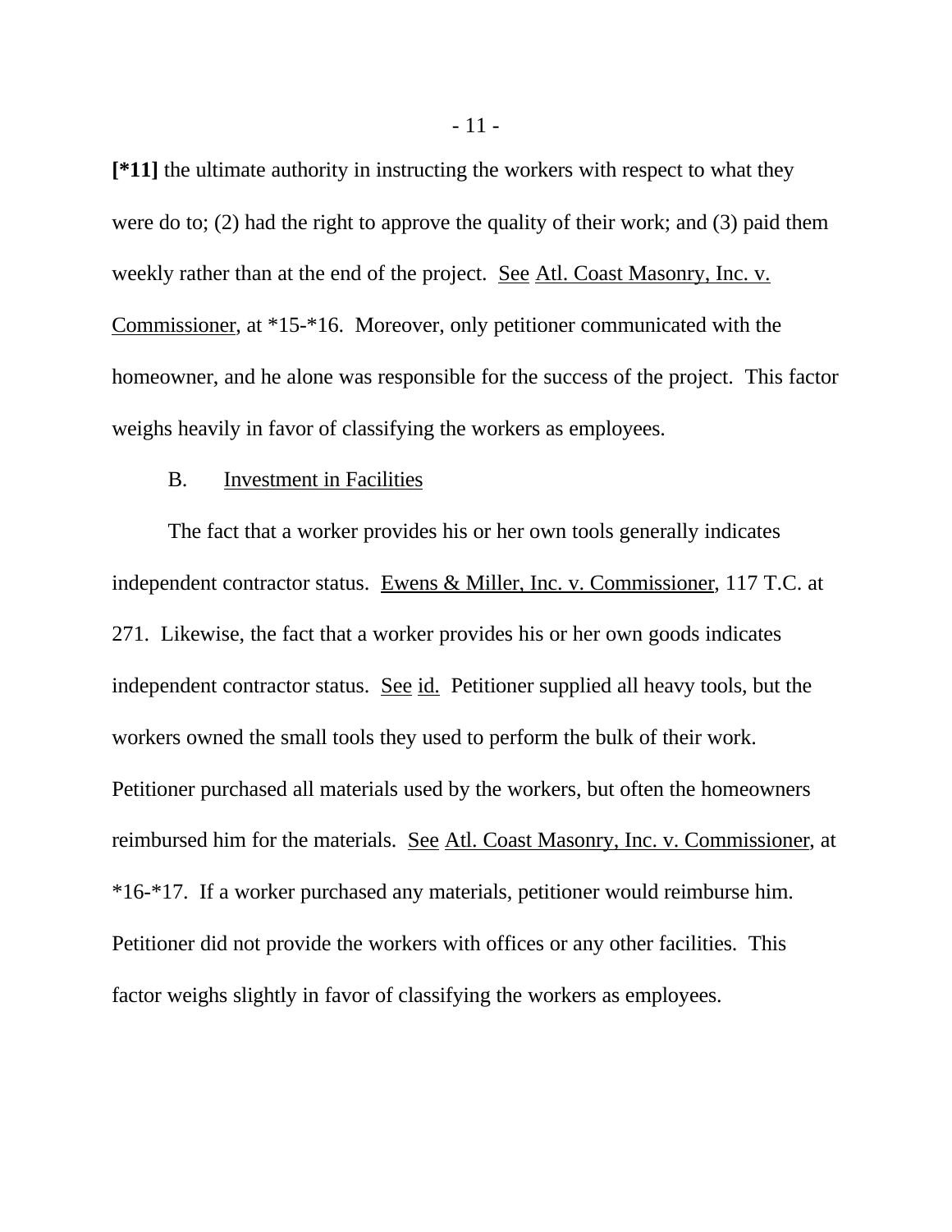**[*11]** the ultimate authority in instructing the workers with respect to what they were do to; (2) had the right to approve the quality of their work; and (3) paid them weekly rather than at the end of the project. See Atl. Coast Masonry, Inc. v. Commissioner, at *15-*16. Moreover, only petitioner communicated with the homeowner, and he alone was responsible for the success of the project. This factor weighs heavily in favor of classifying the workers as employees.

B. Investment in Facilities

The fact that a worker provides his or her own tools generally indicates independent contractor status. Ewens & Miller, Inc. v. Commissioner, 117 T.C. at 271. Likewise, the fact that a worker provides his or her own goods indicates independent contractor status. See id. Petitioner supplied all heavy tools, but the workers owned the small tools they used to perform the bulk of their work. Petitioner purchased all materials used by the workers, but often the homeowners reimbursed him for the materials. See Atl. Coast Masonry, Inc. v. Commissioner, at *16-*17. If a worker purchased any materials, petitioner would reimburse him. Petitioner did not provide the workers with offices or any other facilities. This factor weighs slightly in favor of classifying the workers as employees.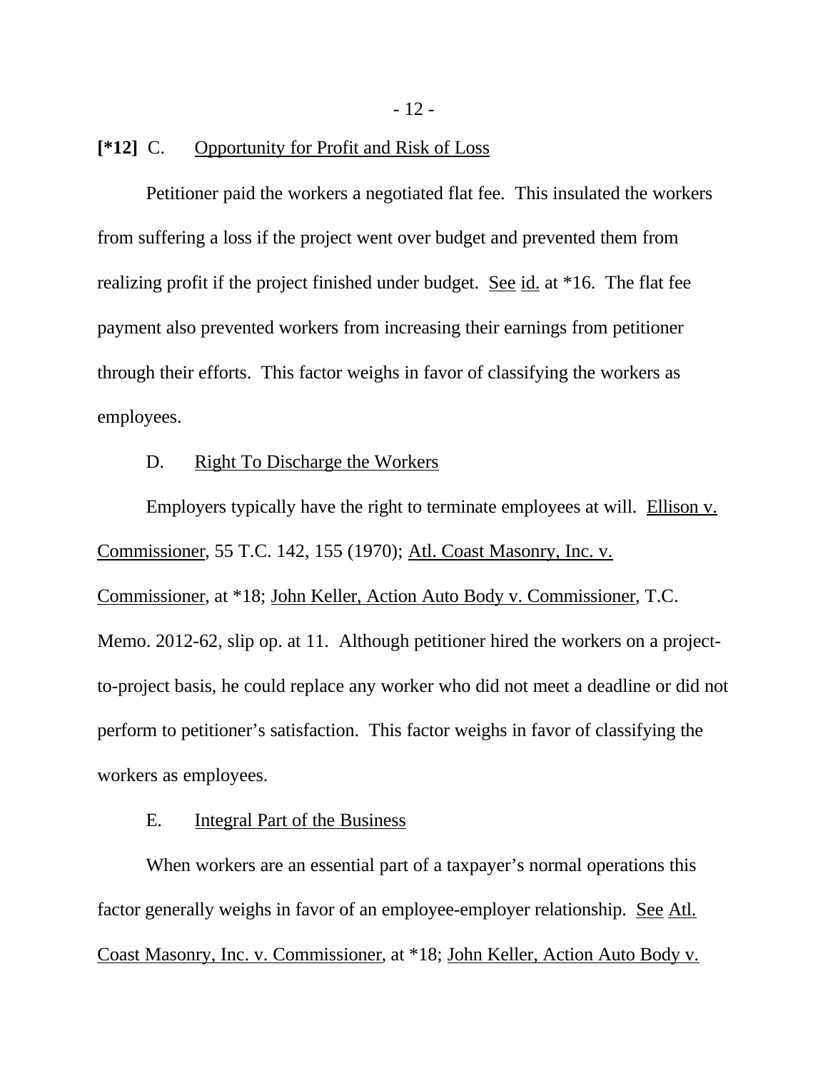**[*12]** C. Opportunity for Profit and Risk of Loss

Petitioner paid the workers a negotiated flat fee. This insulated the workers from suffering a loss if the project went over budget and prevented them from realizing profit if the project finished under budget. See id. at *16. The flat fee payment also prevented workers from increasing their earnings from petitioner through their efforts. This factor weighs in favor of classifying the workers as employees.

D. Right To Discharge the Workers

Employers typically have the right to terminate employees at will. Ellison v. Commissioner, 55 T.C. 142, 155 (1970); Atl. Coast Masonry, Inc. v. Commissioner, at *18; John Keller, Action Auto Body v. Commissioner, T.C. Memo. 2012-62, slip op. at 11. Although petitioner hired the workers on a project-to-project basis, he could replace any worker who did not meet a deadline or did not perform to petitioner's satisfaction. This factor weighs in favor of classifying the workers as employees.

E. Integral Part of the Business

When workers are an essential part of a taxpayer's normal operations this factor generally weighs in favor of an employee-employer relationship. See Atl. Coast Masonry, Inc. v. Commissioner, at *18; John Keller, Action Auto Body v.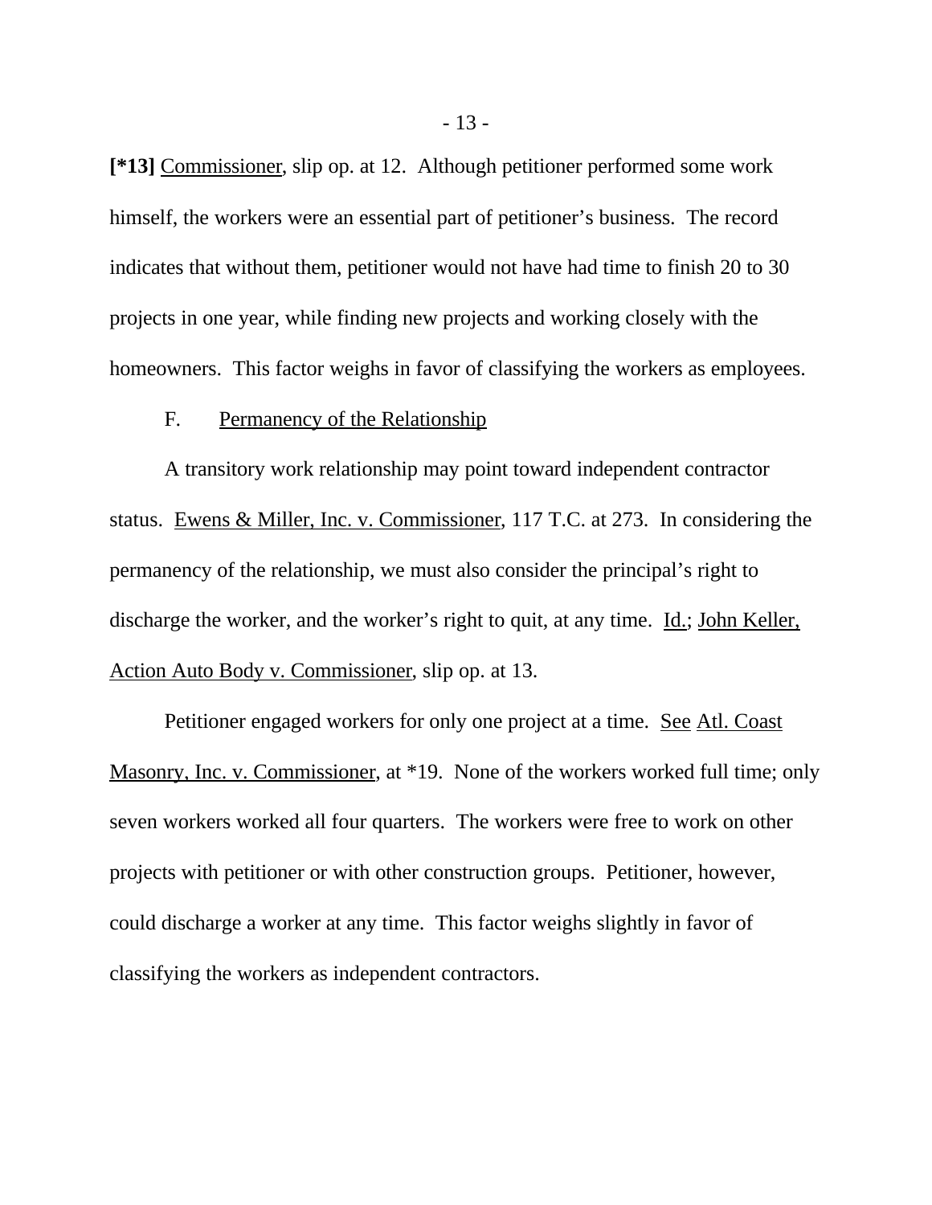**[*13]** Commissioner, slip op. at 12. Although petitioner performed some work himself, the workers were an essential part of petitioner's business. The record indicates that without them, petitioner would not have had time to finish 20 to 30 projects in one year, while finding new projects and working closely with the homeowners. This factor weighs in favor of classifying the workers as employees.

F. Permanency of the Relationship

A transitory work relationship may point toward independent contractor status. Ewens & Miller, Inc. v. Commissioner, 117 T.C. at 273. In considering the permanency of the relationship, we must also consider the principal's right to discharge the worker, and the worker's right to quit, at any time. Id.; John Keller, Action Auto Body v. Commissioner, slip op. at 13.

Petitioner engaged workers for only one project at a time. See Atl. Coast Masonry, Inc. v. Commissioner, at *19. None of the workers worked full time; only seven workers worked all four quarters. The workers were free to work on other projects with petitioner or with other construction groups. Petitioner, however, could discharge a worker at any time. This factor weighs slightly in favor of classifying the workers as independent contractors.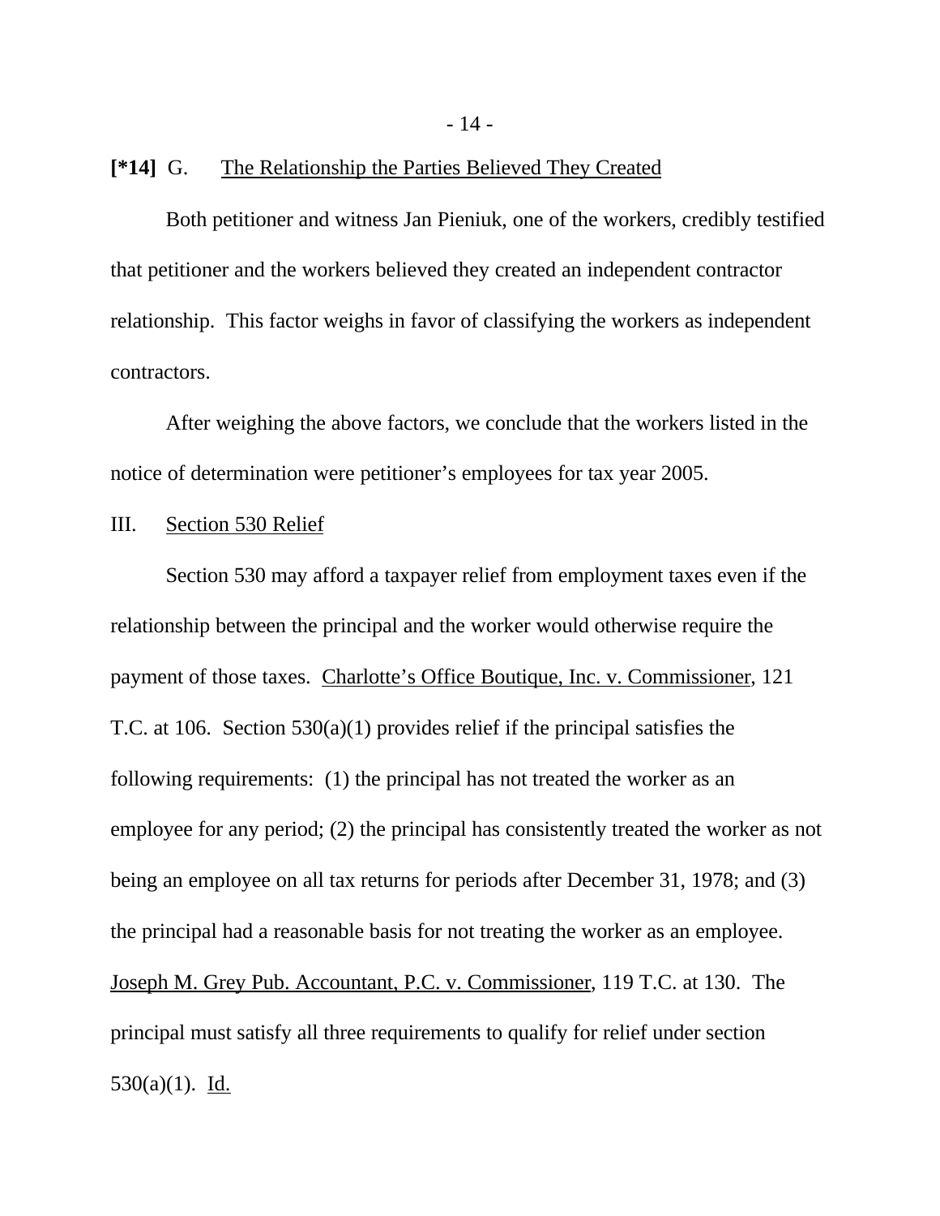**[*14]** G. <u>The Relationship the Parties Believed They Created</u>

Both petitioner and witness Jan Pieniuk, one of the workers, credibly testified that petitioner and the workers believed they created an independent contractor relationship. This factor weighs in favor of classifying the workers as independent contractors.

After weighing the above factors, we conclude that the workers listed in the notice of determination were petitioner's employees for tax year 2005.

III. <u>Section 530 Relief</u>

Section 530 may afford a taxpayer relief from employment taxes even if the relationship between the principal and the worker would otherwise require the payment of those taxes. <u>Charlotte's Office Boutique, Inc. v. Commissioner</u>, 121 T.C. at 106. Section 530(a)(1) provides relief if the principal satisfies the following requirements: (1) the principal has not treated the worker as an employee for any period; (2) the principal has consistently treated the worker as not being an employee on all tax returns for periods after December 31, 1978; and (3) the principal had a reasonable basis for not treating the worker as an employee. <u>Joseph M. Grey Pub. Accountant, P.C. v. Commissioner</u>, 119 T.C. at 130. The principal must satisfy all three requirements to qualify for relief under section 530(a)(1). <u>Id.</u>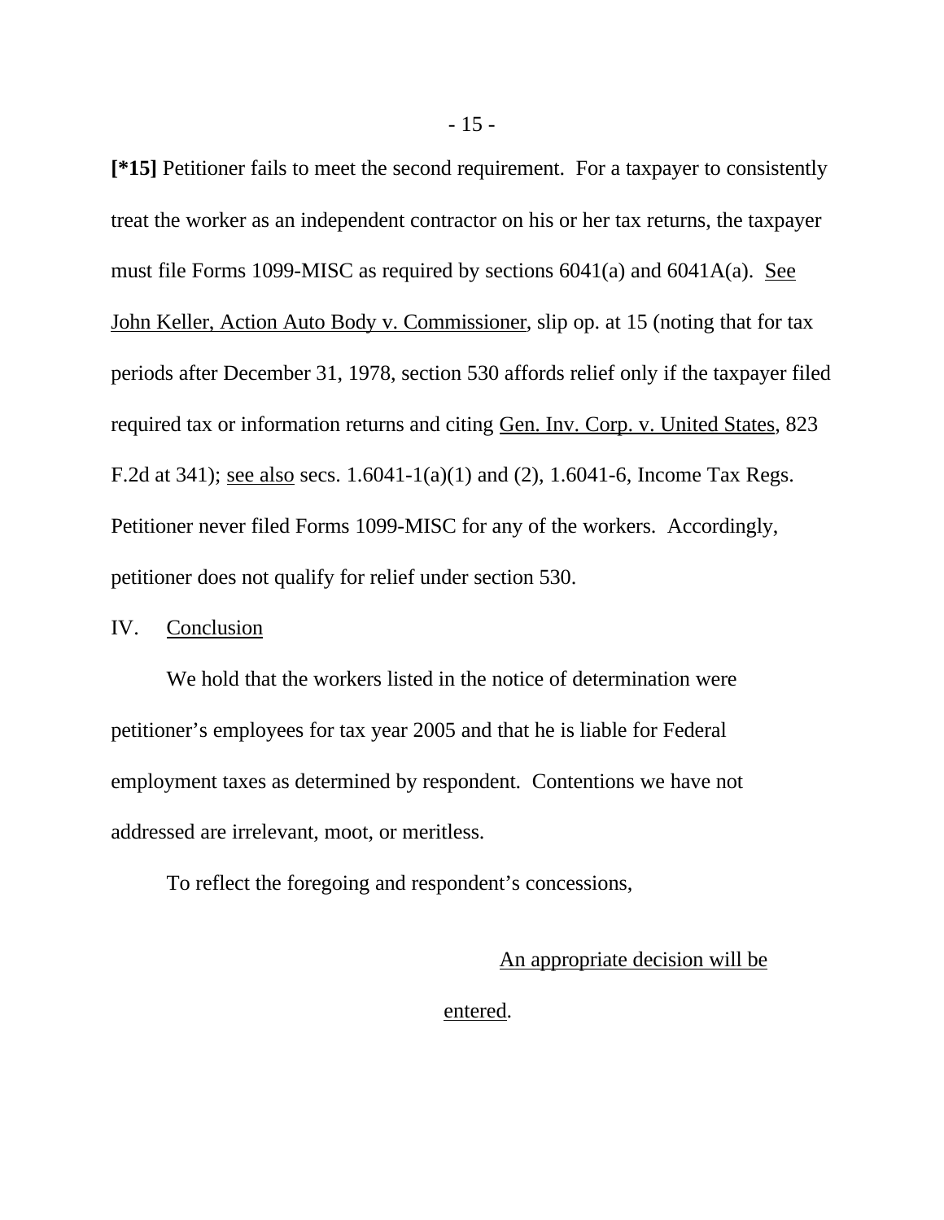**[*15]** Petitioner fails to meet the second requirement. For a taxpayer to consistently treat the worker as an independent contractor on his or her tax returns, the taxpayer must file Forms 1099-MISC as required by sections 6041(a) and 6041A(a). See John Keller, Action Auto Body v. Commissioner, slip op. at 15 (noting that for tax periods after December 31, 1978, section 530 affords relief only if the taxpayer filed required tax or information returns and citing Gen. Inv. Corp. v. United States, 823 F.2d at 341); see also secs. 1.6041-1(a)(1) and (2), 1.6041-6, Income Tax Regs. Petitioner never filed Forms 1099-MISC for any of the workers. Accordingly, petitioner does not qualify for relief under section 530.

IV. Conclusion

We hold that the workers listed in the notice of determination were petitioner's employees for tax year 2005 and that he is liable for Federal employment taxes as determined by respondent. Contentions we have not addressed are irrelevant, moot, or meritless.

To reflect the foregoing and respondent's concessions,

An appropriate decision will be entered.